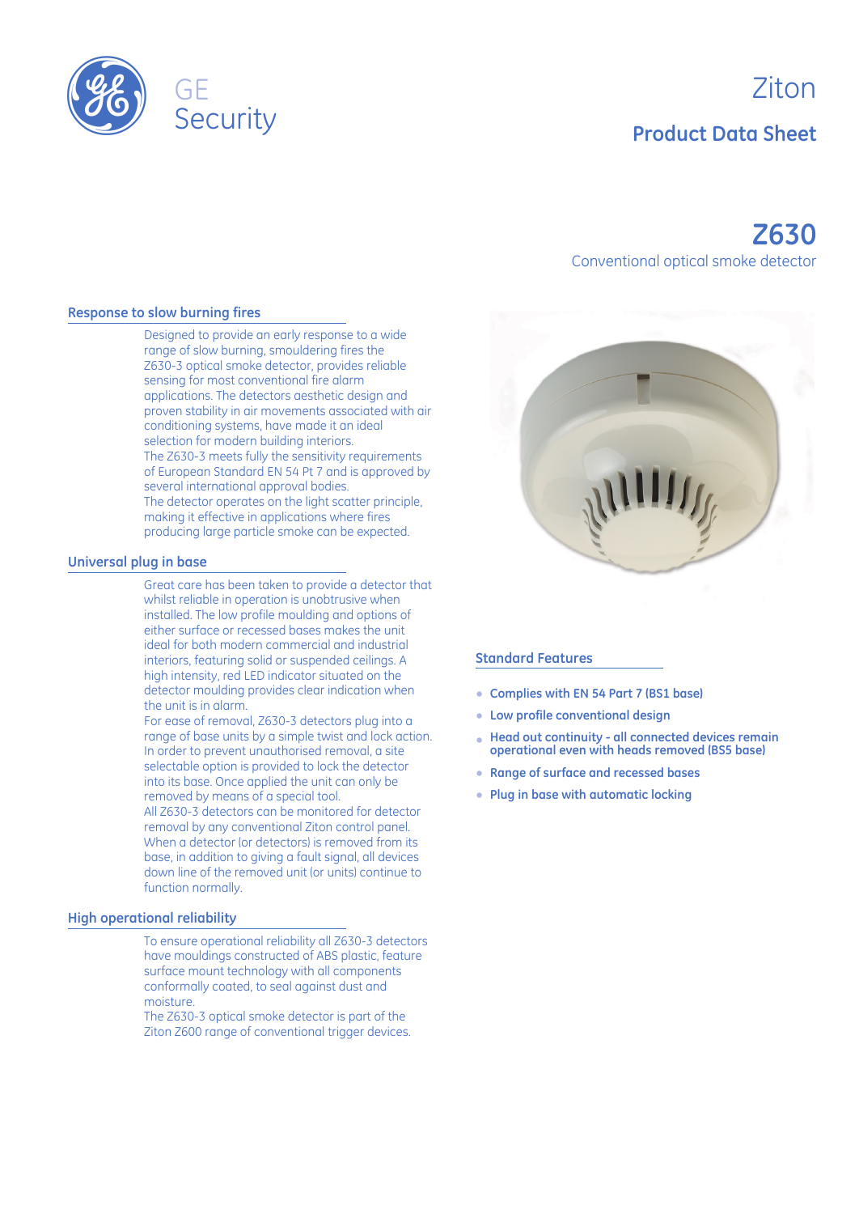GE Security

# Ziton

## Product Data Sheet

# Z630

Conventional optical smoke detector

### Response to slow burning fires

Designed to provide an early response to a wide range of slow burning, smouldering fires the Z630-3 optical smoke detector, provides reliable sensing for most conventional fire alarm applications. The detectors aesthetic design and proven stability in air movements associated with air conditioning systems, have made it an ideal selection for modern building interiors.
The Z630-3 meets fully the sensitivity requirements of European Standard EN 54 Pt 7 and is approved by several international approval bodies.
The detector operates on the light scatter principle, making it effective in applications where fires producing large particle smoke can be expected.

### Universal plug in base

Great care has been taken to provide a detector that whilst reliable in operation is unobtrusive when installed. The low profile moulding and options of either surface or recessed bases makes the unit ideal for both modern commercial and industrial interiors, featuring solid or suspended ceilings. A high intensity, red LED indicator situated on the detector moulding provides clear indication when the unit is in alarm.
For ease of removal, Z630-3 detectors plug into a range of base units by a simple twist and lock action. In order to prevent unauthorised removal, a site selectable option is provided to lock the detector into its base. Once applied the unit can only be removed by means of a special tool.
All Z630-3 detectors can be monitored for detector removal by any conventional Ziton control panel. When a detector (or detectors) is removed from its base, in addition to giving a fault signal, all devices down line of the removed unit (or units) continue to function normally.

### High operational reliability

To ensure operational reliability all Z630-3 detectors have mouldings constructed of ABS plastic, feature surface mount technology with all components conformally coated, to seal against dust and moisture.
The Z630-3 optical smoke detector is part of the Ziton Z600 range of conventional trigger devices.

### Standard Features

- Complies with EN 54 Part 7 (BS1 base)
- Low profile conventional design
- Head out continuity - all connected devices remain operational even with heads removed (BS5 base)
- Range of surface and recessed bases
- Plug in base with automatic locking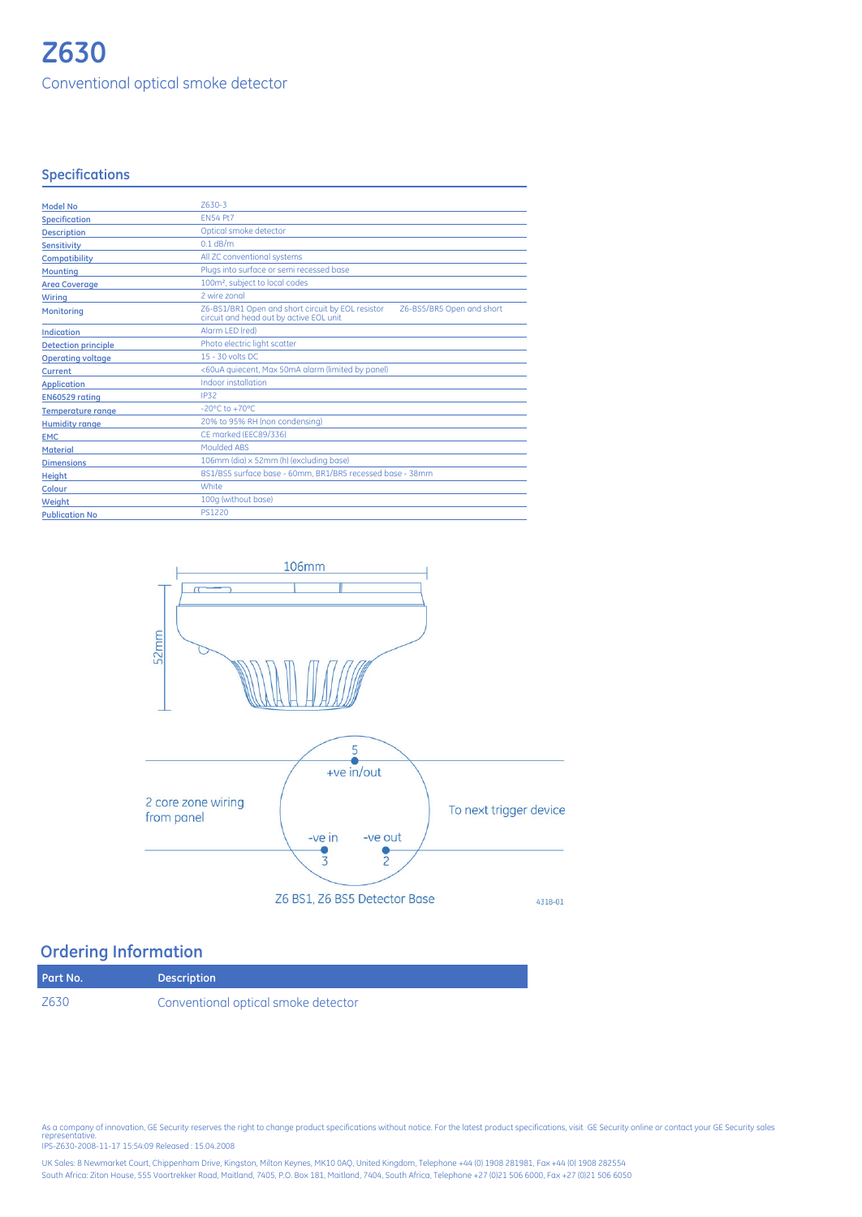# Z630

Conventional optical smoke detector

## Specifications

| | |
|---|---|
| Model No | Z630-3 |
| Specification | EN54 Pt7 |
| Description | Optical smoke detector |
| Sensitivity | 0.1 dB/m |
| Compatibility | All ZC conventional systems |
| Mounting | Plugs into surface or semi recessed base |
| Area Coverage | 100m², subject to local codes |
| Wiring | 2 wire zonal |
| Monitoring | Z6-BS1/BR1 Open and short circuit by EOL resistor circuit and head out by active EOL unit Z6-BS5/BR5 Open and short |
| Indication | Alarm LED (red) |
| Detection principle | Photo electric light scatter |
| Operating voltage | 15 - 30 volts DC |
| Current | <60uA quiecent, Max 50mA alarm (limited by panel) |
| Application | Indoor installation |
| EN60529 rating | IP32 |
| Temperature range | -20°C to +70°C |
| Humidity range | 20% to 95% RH (non condensing) |
| EMC | CE marked (EEC89/336) |
| Material | Moulded ABS |
| Dimensions | 106mm (dia) x 52mm (h) (excluding base) |
| Height | BS1/BS5 surface base - 60mm, BR1/BR5 recessed base - 38mm |
| Colour | White |
| Weight | 100g (without base) |
| Publication No | PS1220 |

106mm

52mm

5
+ve in/out

2 core zone wiring from panel

To next trigger device

-ve in
3

-ve out
2

Z6 BS1, Z6 BS5 Detector Base

4318-01

## Ordering Information

| Part No. | Description |
|---|---|
| Z630 | Conventional optical smoke detector |

As a company of innovation, GE Security reserves the right to change product specifications without notice. For the latest product specifications, visit GE Security online or contact your GE Security sales representative.
IPS-Z630-2008-11-17 15:54:09 Released : 15.04.2008

UK Sales: 8 Newmarket Court, Chippenham Drive, Kingston, Milton Keynes, MK10 0AQ, United Kingdom, Telephone +44 (0) 1908 281981, Fax +44 (0) 1908 282554
South Africa: Ziton House, 555 Voortrekker Road, Maitland, 7405, P.O. Box 181, Maitland, 7404, South Africa, Telephone +27 (0)21 506 6000, Fax +27 (0)21 506 6050